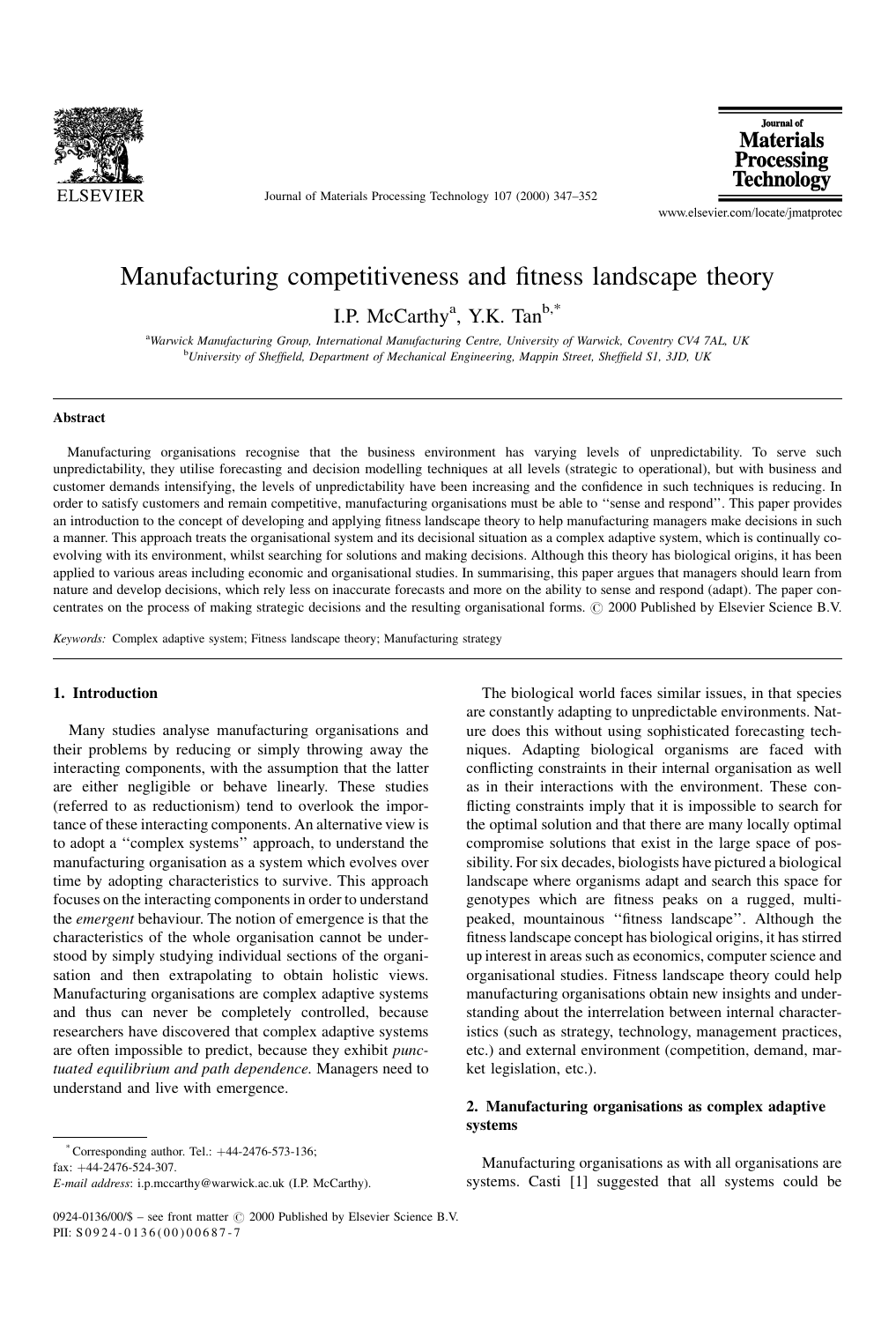# Manufacturing competitiveness and fitness landscape theory

I.P. McCarthy[a], Y.K. Tan[b,*]

[a]Warwick Manufacturing Group, International Manufacturing Centre, University of Warwick, Coventry CV4 7AL, UK

[b]University of Sheffield, Department of Mechanical Engineering, Mappin Street, Sheffield S1, 3JD, UK

## Abstract

Manufacturing organisations recognise that the business environment has varying levels of unpredictability. To serve such unpredictability, they utilise forecasting and decision modelling techniques at all levels (strategic to operational), but with business and customer demands intensifying, the levels of unpredictability have been increasing and the confidence in such techniques is reducing. In order to satisfy customers and remain competitive, manufacturing organisations must be able to ''sense and respond''. This paper provides an introduction to the concept of developing and applying fitness landscape theory to help manufacturing managers make decisions in such a manner. This approach treats the organisational system and its decisional situation as a complex adaptive system, which is continually co-evolving with its environment, whilst searching for solutions and making decisions. Although this theory has biological origins, it has been applied to various areas including economic and organisational studies. In summarising, this paper argues that managers should learn from nature and develop decisions, which rely less on inaccurate forecasts and more on the ability to sense and respond (adapt). The paper concentrates on the process of making strategic decisions and the resulting organisational forms. © 2000 Published by Elsevier Science B.V.

*Keywords:* Complex adaptive system; Fitness landscape theory; Manufacturing strategy

## 1. Introduction

Many studies analyse manufacturing organisations and their problems by reducing or simply throwing away the interacting components, with the assumption that the latter are either negligible or behave linearly. These studies (referred to as reductionism) tend to overlook the importance of these interacting components. An alternative view is to adopt a ''complex systems'' approach, to understand the manufacturing organisation as a system which evolves over time by adopting characteristics to survive. This approach focuses on the interacting components in order to understand the *emergent* behaviour. The notion of emergence is that the characteristics of the whole organisation cannot be understood by simply studying individual sections of the organisation and then extrapolating to obtain holistic views. Manufacturing organisations are complex adaptive systems and thus can never be completely controlled, because researchers have discovered that complex adaptive systems are often impossible to predict, because they exhibit *punctuated equilibrium and path dependence.* Managers need to understand and live with emergence.

The biological world faces similar issues, in that species are constantly adapting to unpredictable environments. Nature does this without using sophisticated forecasting techniques. Adapting biological organisms are faced with conflicting constraints in their internal organisation as well as in their interactions with the environment. These conflicting constraints imply that it is impossible to search for the optimal solution and that there are many locally optimal compromise solutions that exist in the large space of possibility. For six decades, biologists have pictured a biological landscape where organisms adapt and search this space for genotypes which are fitness peaks on a rugged, multipeaked, mountainous ''fitness landscape''. Although the fitness landscape concept has biological origins, it has stirred up interest in areas such as economics, computer science and organisational studies. Fitness landscape theory could help manufacturing organisations obtain new insights and understanding about the interrelation between internal characteristics (such as strategy, technology, management practices, etc.) and external environment (competition, demand, market legislation, etc.).

## 2. Manufacturing organisations as complex adaptive systems

Manufacturing organisations as with all organisations are systems. Casti [1] suggested that all systems could be

*Corresponding author. Tel.: +44-2476-573-136; fax: +44-2476-524-307.
*E-mail address*: i.p.mccarthy@warwick.ac.uk (I.P. McCarthy).

0924-0136/00/$ – see front matter © 2000 Published by Elsevier Science B.V.
PII: S0924-0136(00)00687-7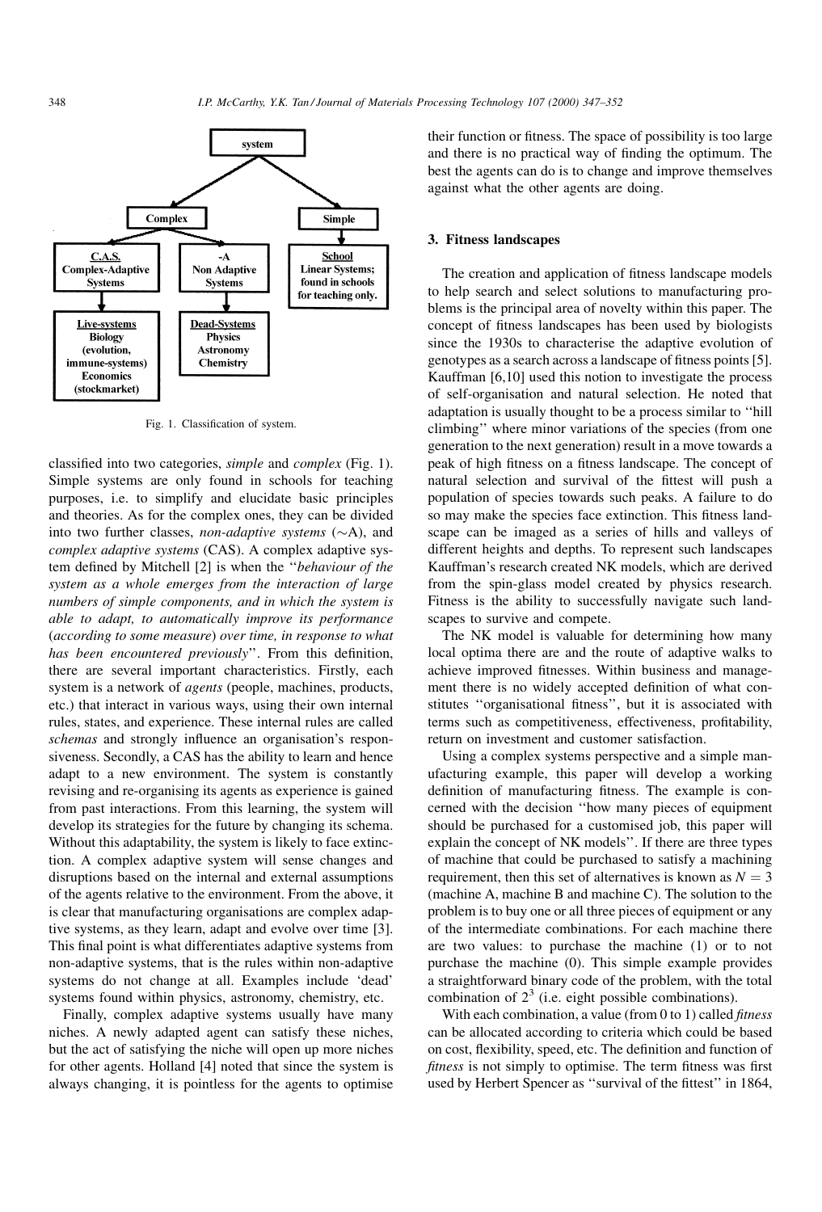Fig. 1. Classification of system.

classified into two categories, *simple* and *complex* (Fig. 1). Simple systems are only found in schools for teaching purposes, i.e. to simplify and elucidate basic principles and theories. As for the complex ones, they can be divided into two further classes, *non-adaptive systems* (~A), and *complex adaptive systems* (CAS). A complex adaptive system defined by Mitchell [2] is when the "*behaviour of the system as a whole emerges from the interaction of large numbers of simple components, and in which the system is able to adapt, to automatically improve its performance* (*according to some measure*) *over time, in response to what has been encountered previously*". From this definition, there are several important characteristics. Firstly, each system is a network of *agents* (people, machines, products, etc.) that interact in various ways, using their own internal rules, states, and experience. These internal rules are called *schemas* and strongly influence an organisation's responsiveness. Secondly, a CAS has the ability to learn and hence adapt to a new environment. The system is constantly revising and re-organising its agents as experience is gained from past interactions. From this learning, the system will develop its strategies for the future by changing its schema. Without this adaptability, the system is likely to face extinction. A complex adaptive system will sense changes and disruptions based on the internal and external assumptions of the agents relative to the environment. From the above, it is clear that manufacturing organisations are complex adaptive systems, as they learn, adapt and evolve over time [3]. This final point is what differentiates adaptive systems from non-adaptive systems, that is the rules within non-adaptive systems do not change at all. Examples include 'dead' systems found within physics, astronomy, chemistry, etc.

Finally, complex adaptive systems usually have many niches. A newly adapted agent can satisfy these niches, but the act of satisfying the niche will open up more niches for other agents. Holland [4] noted that since the system is always changing, it is pointless for the agents to optimise their function or fitness. The space of possibility is too large and there is no practical way of finding the optimum. The best the agents can do is to change and improve themselves against what the other agents are doing.

## 3. Fitness landscapes

The creation and application of fitness landscape models to help search and select solutions to manufacturing problems is the principal area of novelty within this paper. The concept of fitness landscapes has been used by biologists since the 1930s to characterise the adaptive evolution of genotypes as a search across a landscape of fitness points [5]. Kauffman [6,10] used this notion to investigate the process of self-organisation and natural selection. He noted that adaptation is usually thought to be a process similar to "hill climbing" where minor variations of the species (from one generation to the next generation) result in a move towards a peak of high fitness on a fitness landscape. The concept of natural selection and survival of the fittest will push a population of species towards such peaks. A failure to do so may make the species face extinction. This fitness landscape can be imaged as a series of hills and valleys of different heights and depths. To represent such landscapes Kauffman's research created NK models, which are derived from the spin-glass model created by physics research. Fitness is the ability to successfully navigate such landscapes to survive and compete.

The NK model is valuable for determining how many local optima there are and the route of adaptive walks to achieve improved fitnesses. Within business and management there is no widely accepted definition of what constitutes "organisational fitness", but it is associated with terms such as competitiveness, effectiveness, profitability, return on investment and customer satisfaction.

Using a complex systems perspective and a simple manufacturing example, this paper will develop a working definition of manufacturing fitness. The example is concerned with the decision "how many pieces of equipment should be purchased for a customised job, this paper will explain the concept of NK models". If there are three types of machine that could be purchased to satisfy a machining requirement, then this set of alternatives is known as $N = 3$ (machine A, machine B and machine C). The solution to the problem is to buy one or all three pieces of equipment or any of the intermediate combinations. For each machine there are two values: to purchase the machine (1) or to not purchase the machine (0). This simple example provides a straightforward binary code of the problem, with the total combination of $2^3$ (i.e. eight possible combinations).

With each combination, a value (from 0 to 1) called *fitness* can be allocated according to criteria which could be based on cost, flexibility, speed, etc. The definition and function of *fitness* is not simply to optimise. The term fitness was first used by Herbert Spencer as "survival of the fittest" in 1864,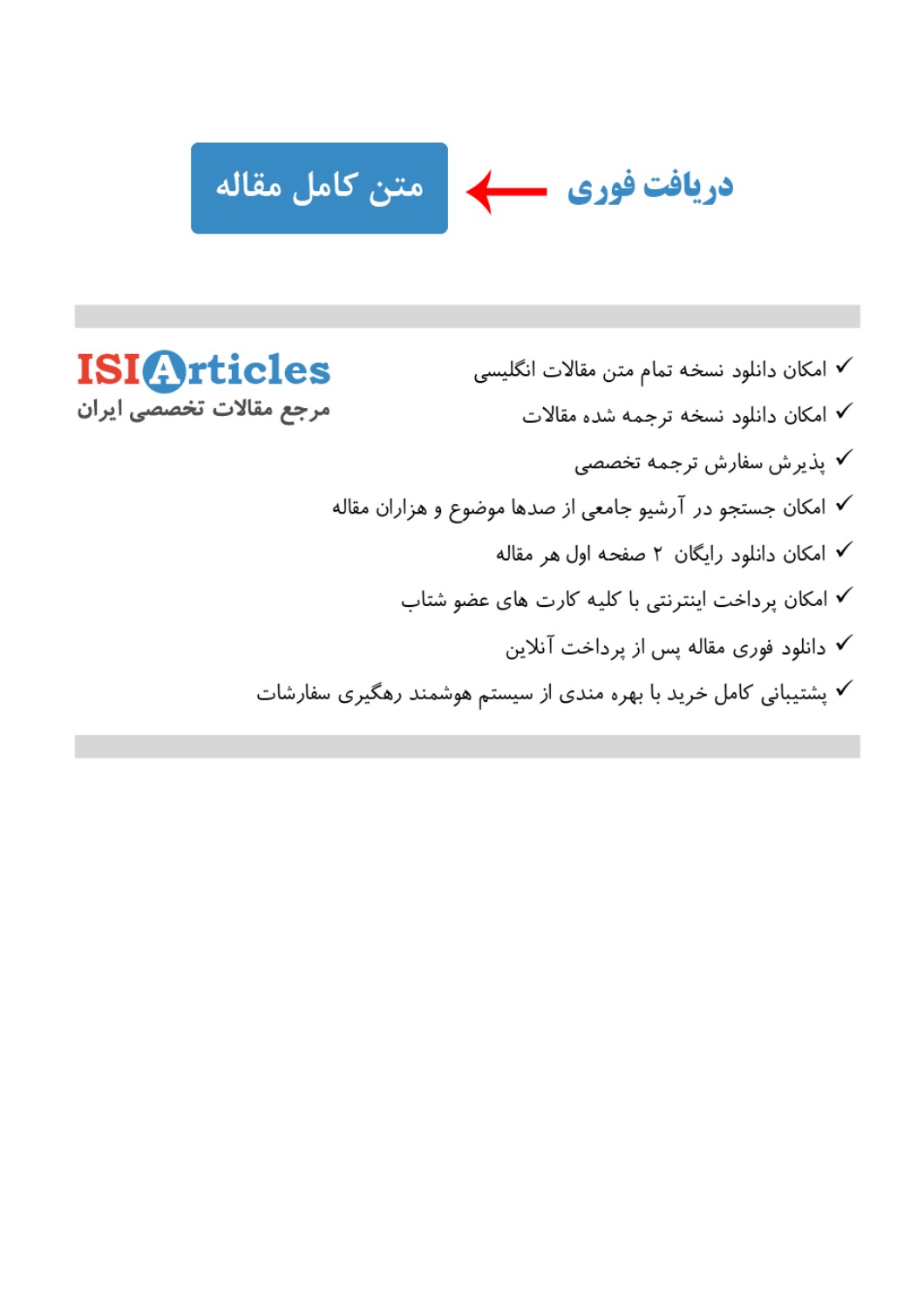دریافت فوری ← **متن کامل مقاله**

**ISIArticles**
مرجع مقالات تخصصی ایران

- ✓ امکان دانلود نسخه تمام متن مقالات انگلیسی
- ✓ امکان دانلود نسخه ترجمه شده مقالات
- ✓ پذیرش سفارش ترجمه تخصصی
- ✓ امکان جستجو در آرشیو جامعی از صدها موضوع و هزاران مقاله
- ✓ امکان دانلود رایگان ۲ صفحه اول هر مقاله
- ✓ امکان پرداخت اینترنتی با کلیه کارت های عضو شتاب
- ✓ دانلود فوری مقاله پس از پرداخت آنلاین
- ✓ پشتیبانی کامل خرید با بهره مندی از سیستم هوشمند رهگیری سفارشات